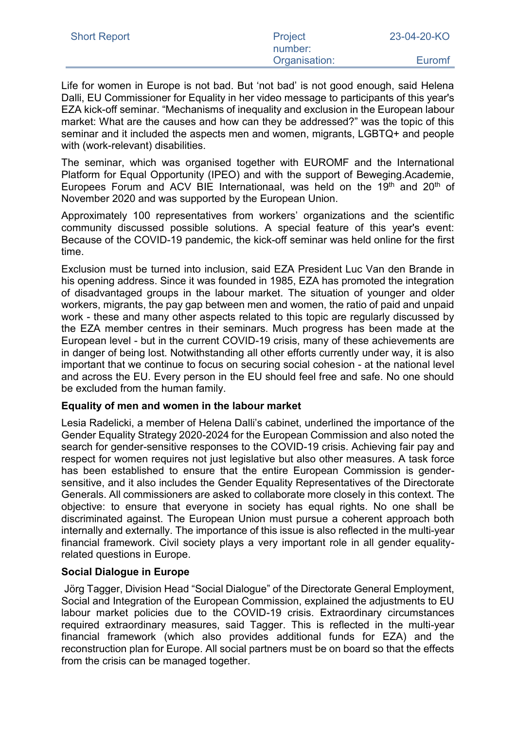Life for women in Europe is not bad. But 'not bad' is not good enough, said Helena Dalli, EU Commissioner for Equality in her video message to participants of this year's EZA kick-off seminar. "Mechanisms of inequality and exclusion in the European labour market: What are the causes and how can they be addressed?" was the topic of this seminar and it included the aspects men and women, migrants, LGBTQ+ and people with (work-relevant) disabilities.

The seminar, which was organised together with EUROMF and the International Platform for Equal Opportunity (IPEO) and with the support of Beweging.Academie, Europees Forum and ACV BIE Internationaal, was held on the 19th and 20th of November 2020 and was supported by the European Union.

Approximately 100 representatives from workers' organizations and the scientific community discussed possible solutions. A special feature of this year's event: Because of the COVID-19 pandemic, the kick-off seminar was held online for the first time.

Exclusion must be turned into inclusion, said EZA President Luc Van den Brande in his opening address. Since it was founded in 1985, EZA has promoted the integration of disadvantaged groups in the labour market. The situation of younger and older workers, migrants, the pay gap between men and women, the ratio of paid and unpaid work - these and many other aspects related to this topic are regularly discussed by the EZA member centres in their seminars. Much progress has been made at the European level - but in the current COVID-19 crisis, many of these achievements are in danger of being lost. Notwithstanding all other efforts currently under way, it is also important that we continue to focus on securing social cohesion - at the national level and across the EU. Every person in the EU should feel free and safe. No one should be excluded from the human family.

**Equality of men and women in the labour market**

Lesia Radelicki, a member of Helena Dalli's cabinet, underlined the importance of the Gender Equality Strategy 2020-2024 for the European Commission and also noted the search for gender-sensitive responses to the COVID-19 crisis. Achieving fair pay and respect for women requires not just legislative but also other measures. A task force has been established to ensure that the entire European Commission is gender-sensitive, and it also includes the Gender Equality Representatives of the Directorate Generals. All commissioners are asked to collaborate more closely in this context. The objective: to ensure that everyone in society has equal rights. No one shall be discriminated against. The European Union must pursue a coherent approach both internally and externally. The importance of this issue is also reflected in the multi-year financial framework. Civil society plays a very important role in all gender equality-related questions in Europe.

**Social Dialogue in Europe**

Jörg Tagger, Division Head "Social Dialogue" of the Directorate General Employment, Social and Integration of the European Commission, explained the adjustments to EU labour market policies due to the COVID-19 crisis. Extraordinary circumstances required extraordinary measures, said Tagger. This is reflected in the multi-year financial framework (which also provides additional funds for EZA) and the reconstruction plan for Europe. All social partners must be on board so that the effects from the crisis can be managed together.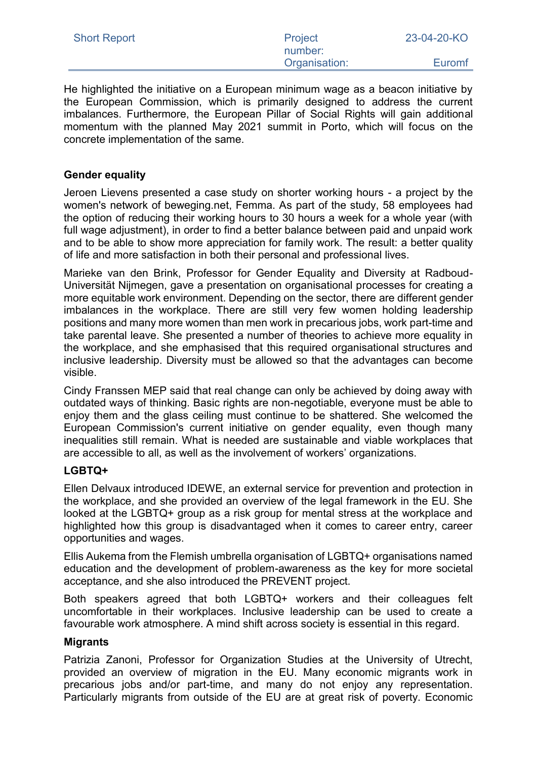He highlighted the initiative on a European minimum wage as a beacon initiative by the European Commission, which is primarily designed to address the current imbalances. Furthermore, the European Pillar of Social Rights will gain additional momentum with the planned May 2021 summit in Porto, which will focus on the concrete implementation of the same.

### Gender equality

Jeroen Lievens presented a case study on shorter working hours - a project by the women's network of beweging.net, Femma. As part of the study, 58 employees had the option of reducing their working hours to 30 hours a week for a whole year (with full wage adjustment), in order to find a better balance between paid and unpaid work and to be able to show more appreciation for family work. The result: a better quality of life and more satisfaction in both their personal and professional lives.

Marieke van den Brink, Professor for Gender Equality and Diversity at Radboud-Universität Nijmegen, gave a presentation on organisational processes for creating a more equitable work environment. Depending on the sector, there are different gender imbalances in the workplace. There are still very few women holding leadership positions and many more women than men work in precarious jobs, work part-time and take parental leave. She presented a number of theories to achieve more equality in the workplace, and she emphasised that this required organisational structures and inclusive leadership. Diversity must be allowed so that the advantages can become visible.

Cindy Franssen MEP said that real change can only be achieved by doing away with outdated ways of thinking. Basic rights are non-negotiable, everyone must be able to enjoy them and the glass ceiling must continue to be shattered. She welcomed the European Commission's current initiative on gender equality, even though many inequalities still remain. What is needed are sustainable and viable workplaces that are accessible to all, as well as the involvement of workers' organizations.

### LGBTQ+

Ellen Delvaux introduced IDEWE, an external service for prevention and protection in the workplace, and she provided an overview of the legal framework in the EU. She looked at the LGBTQ+ group as a risk group for mental stress at the workplace and highlighted how this group is disadvantaged when it comes to career entry, career opportunities and wages.

Ellis Aukema from the Flemish umbrella organisation of LGBTQ+ organisations named education and the development of problem-awareness as the key for more societal acceptance, and she also introduced the PREVENT project.

Both speakers agreed that both LGBTQ+ workers and their colleagues felt uncomfortable in their workplaces. Inclusive leadership can be used to create a favourable work atmosphere. A mind shift across society is essential in this regard.

### Migrants

Patrizia Zanoni, Professor for Organization Studies at the University of Utrecht, provided an overview of migration in the EU. Many economic migrants work in precarious jobs and/or part-time, and many do not enjoy any representation. Particularly migrants from outside of the EU are at great risk of poverty. Economic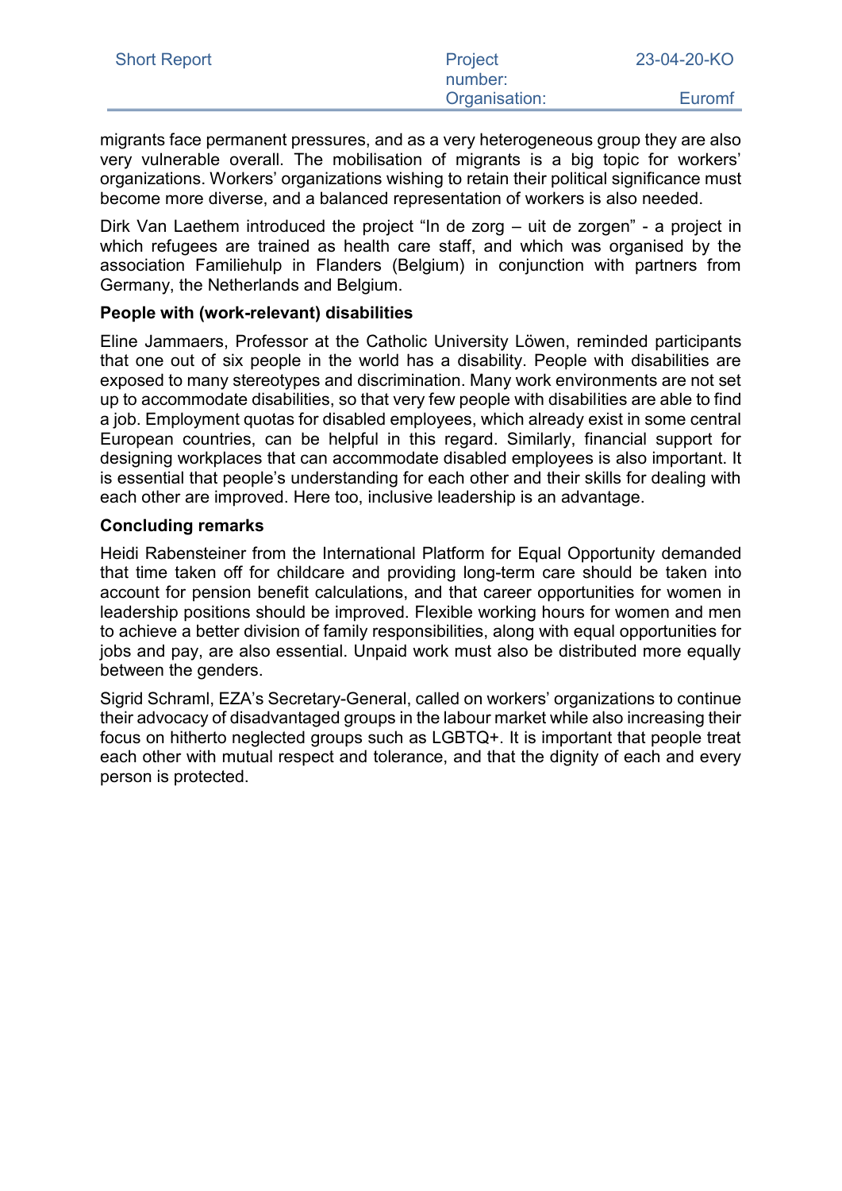migrants face permanent pressures, and as a very heterogeneous group they are also very vulnerable overall. The mobilisation of migrants is a big topic for workers' organizations. Workers' organizations wishing to retain their political significance must become more diverse, and a balanced representation of workers is also needed.

Dirk Van Laethem introduced the project "In de zorg – uit de zorgen" - a project in which refugees are trained as health care staff, and which was organised by the association Familiehulp in Flanders (Belgium) in conjunction with partners from Germany, the Netherlands and Belgium.

**People with (work-relevant) disabilities**

Eline Jammaers, Professor at the Catholic University Löwen, reminded participants that one out of six people in the world has a disability. People with disabilities are exposed to many stereotypes and discrimination. Many work environments are not set up to accommodate disabilities, so that very few people with disabilities are able to find a job. Employment quotas for disabled employees, which already exist in some central European countries, can be helpful in this regard. Similarly, financial support for designing workplaces that can accommodate disabled employees is also important. It is essential that people's understanding for each other and their skills for dealing with each other are improved. Here too, inclusive leadership is an advantage.

**Concluding remarks**

Heidi Rabensteiner from the International Platform for Equal Opportunity demanded that time taken off for childcare and providing long-term care should be taken into account for pension benefit calculations, and that career opportunities for women in leadership positions should be improved. Flexible working hours for women and men to achieve a better division of family responsibilities, along with equal opportunities for jobs and pay, are also essential. Unpaid work must also be distributed more equally between the genders.

Sigrid Schraml, EZA's Secretary-General, called on workers' organizations to continue their advocacy of disadvantaged groups in the labour market while also increasing their focus on hitherto neglected groups such as LGBTQ+. It is important that people treat each other with mutual respect and tolerance, and that the dignity of each and every person is protected.